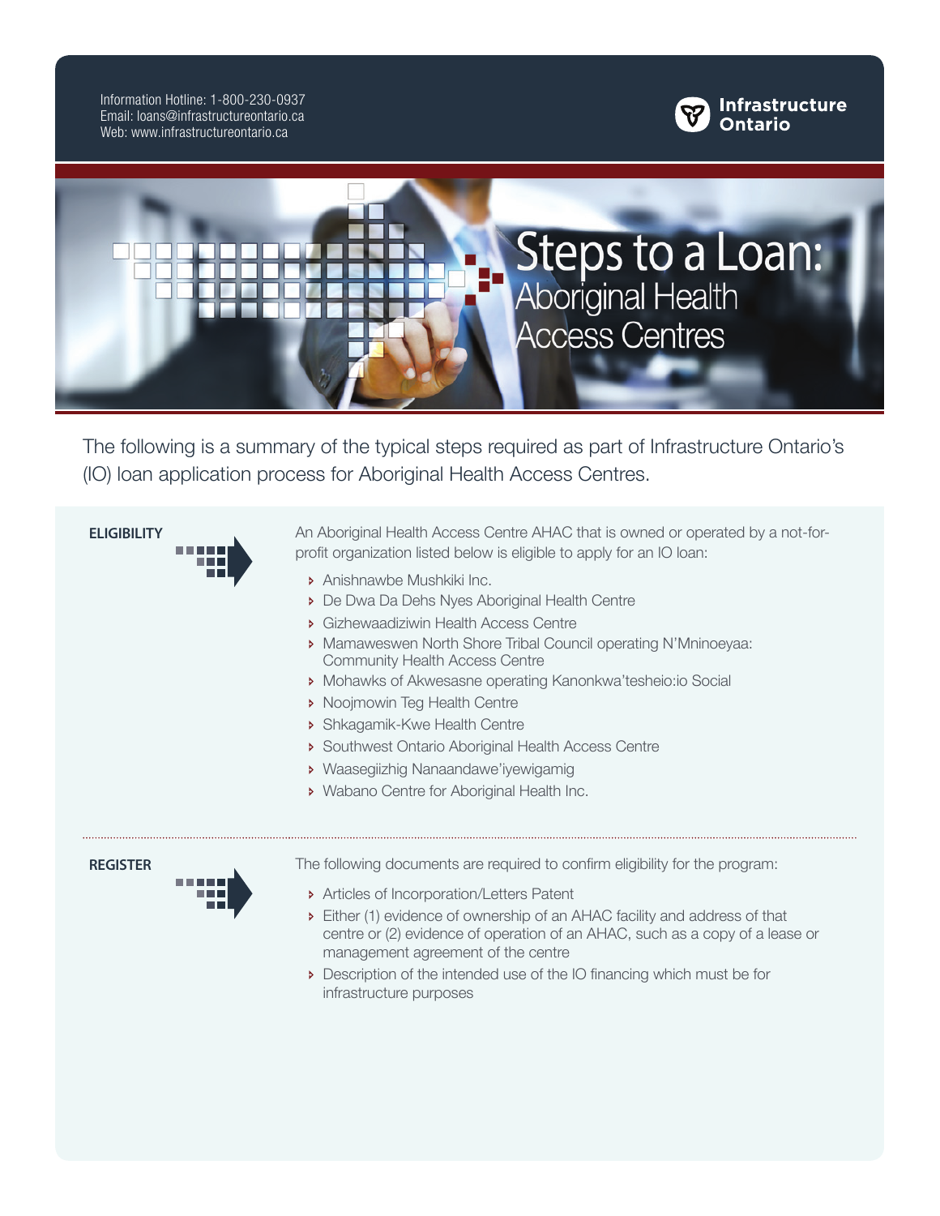Information Hotline: 1-800-230-0937
Email: loans@infrastructureontario.ca
Web: www.infrastructureontario.ca

Infrastructure Ontario

# Steps to a Loan: Aboriginal Health Access Centres

The following is a summary of the typical steps required as part of Infrastructure Ontario's (IO) loan application process for Aboriginal Health Access Centres.

## ELIGIBILITY

An Aboriginal Health Access Centre AHAC that is owned or operated by a not-for-profit organization listed below is eligible to apply for an IO loan:

- Anishnawbe Mushkiki Inc.
- De Dwa Da Dehs Nyes Aboriginal Health Centre
- Gizhewaadiziwin Health Access Centre
- Mamaweswen North Shore Tribal Council operating N'Mninoeyaa: Community Health Access Centre
- Mohawks of Akwesasne operating Kanonkwa'tesheio:io Social
- Noojmowin Teg Health Centre
- Shkagamik-Kwe Health Centre
- Southwest Ontario Aboriginal Health Access Centre
- Waasegiizhig Nanaandawe'iyewigamig
- Wabano Centre for Aboriginal Health Inc.

## REGISTER

The following documents are required to confirm eligibility for the program:

- Articles of Incorporation/Letters Patent
- Either (1) evidence of ownership of an AHAC facility and address of that centre or (2) evidence of operation of an AHAC, such as a copy of a lease or management agreement of the centre
- Description of the intended use of the IO financing which must be for infrastructure purposes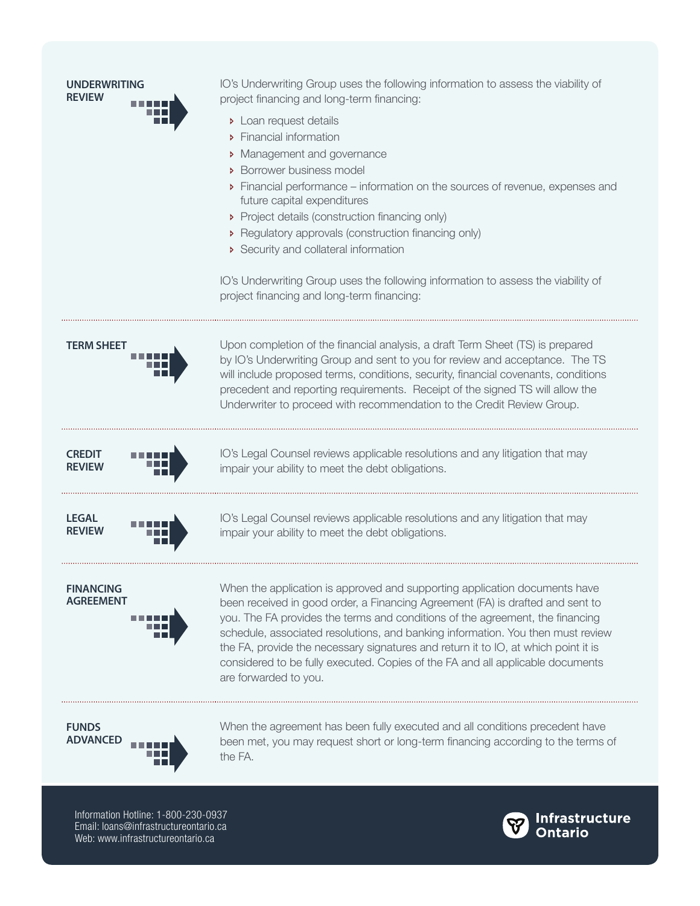## UNDERWRITING REVIEW

IO's Underwriting Group uses the following information to assess the viability of project financing and long-term financing:

- Loan request details
- Financial information
- Management and governance
- Borrower business model
- Financial performance – information on the sources of revenue, expenses and future capital expenditures
- Project details (construction financing only)
- Regulatory approvals (construction financing only)
- Security and collateral information

IO's Underwriting Group uses the following information to assess the viability of project financing and long-term financing:

## TERM SHEET

Upon completion of the financial analysis, a draft Term Sheet (TS) is prepared by IO's Underwriting Group and sent to you for review and acceptance. The TS will include proposed terms, conditions, security, financial covenants, conditions precedent and reporting requirements. Receipt of the signed TS will allow the Underwriter to proceed with recommendation to the Credit Review Group.

## CREDIT REVIEW

IO's Legal Counsel reviews applicable resolutions and any litigation that may impair your ability to meet the debt obligations.

## LEGAL REVIEW

IO's Legal Counsel reviews applicable resolutions and any litigation that may impair your ability to meet the debt obligations.

## FINANCING AGREEMENT

When the application is approved and supporting application documents have been received in good order, a Financing Agreement (FA) is drafted and sent to you. The FA provides the terms and conditions of the agreement, the financing schedule, associated resolutions, and banking information. You then must review the FA, provide the necessary signatures and return it to IO, at which point it is considered to be fully executed. Copies of the FA and all applicable documents are forwarded to you.

## FUNDS ADVANCED

When the agreement has been fully executed and all conditions precedent have been met, you may request short or long-term financing according to the terms of the FA.

Information Hotline: 1-800-230-0937
Email: loans@infrastructureontario.ca
Web: www.infrastructureontario.ca

Infrastructure Ontario